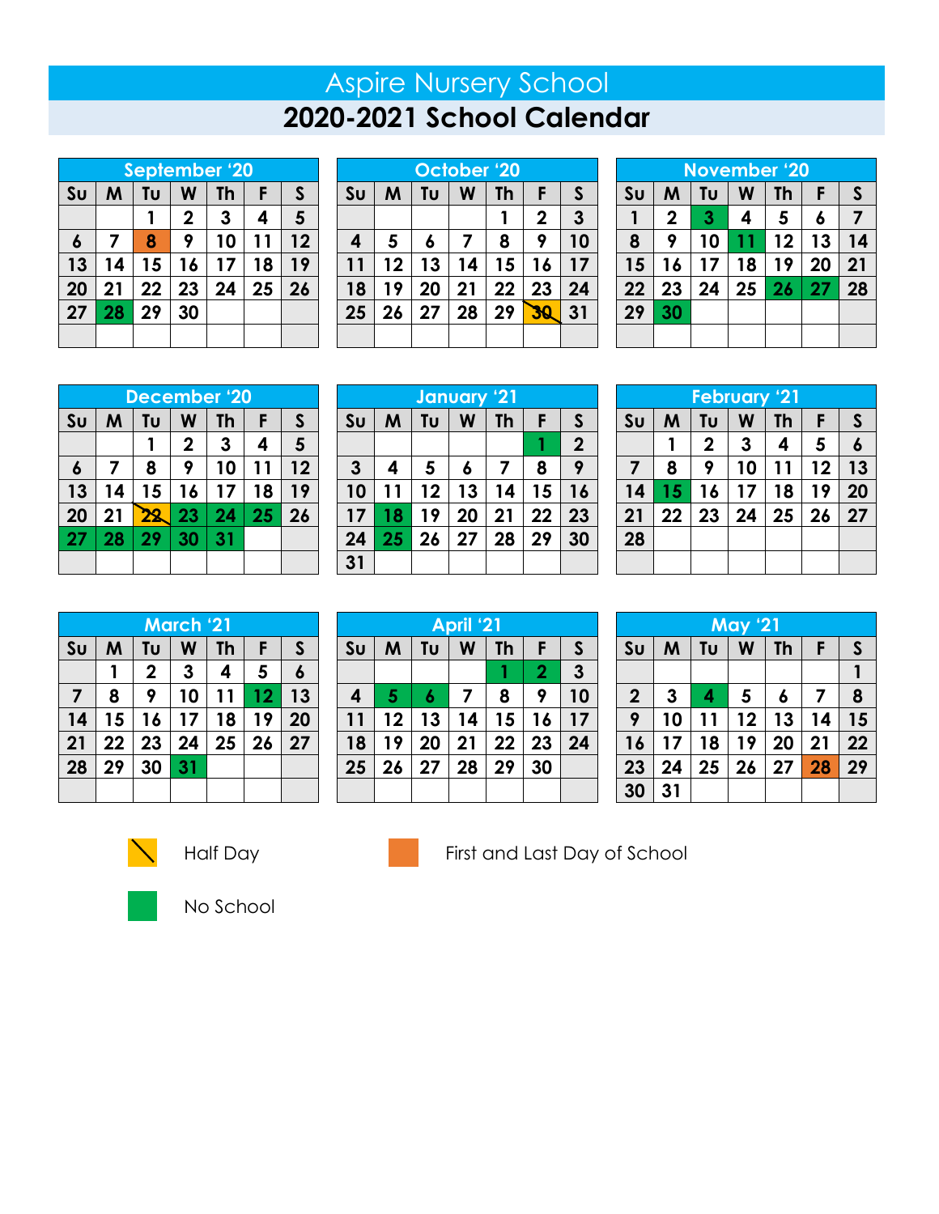# Aspire Nursery School

## 2020-2021 School Calendar

**September '20**

| Su | M | Tu | W | Th | F | S |
|---|---|---|---|---|---|---|
| | | 1 | 2 | 3 | 4 | 5 |
| 6 | 7 | 8 | 9 | 10 | 11 | 12 |
| 13 | 14 | 15 | 16 | 17 | 18 | 19 |
| 20 | 21 | 22 | 23 | 24 | 25 | 26 |
| 27 | 28 | 29 | 30 | | | |

**October '20**

| Su | M | Tu | W | Th | F | S |
|---|---|---|---|---|---|---|
| | | | | 1 | 2 | 3 |
| 4 | 5 | 6 | 7 | 8 | 9 | 10 |
| 11 | 12 | 13 | 14 | 15 | 16 | 17 |
| 18 | 19 | 20 | 21 | 22 | 23 | 24 |
| 25 | 26 | 27 | 28 | 29 | 30 | 31 |

**November '20**

| Su | M | Tu | W | Th | F | S |
|---|---|---|---|---|---|---|
| 1 | 2 | 3 | 4 | 5 | 6 | 7 |
| 8 | 9 | 10 | 11 | 12 | 13 | 14 |
| 15 | 16 | 17 | 18 | 19 | 20 | 21 |
| 22 | 23 | 24 | 25 | 26 | 27 | 28 |
| 29 | 30 | | | | | |

**December '20**

| Su | M | Tu | W | Th | F | S |
|---|---|---|---|---|---|---|
| | | 1 | 2 | 3 | 4 | 5 |
| 6 | 7 | 8 | 9 | 10 | 11 | 12 |
| 13 | 14 | 15 | 16 | 17 | 18 | 19 |
| 20 | 21 | 22 | 23 | 24 | 25 | 26 |
| 27 | 28 | 29 | 30 | 31 | | |

**January '21**

| Su | M | Tu | W | Th | F | S |
|---|---|---|---|---|---|---|
| | | | | | 1 | 2 |
| 3 | 4 | 5 | 6 | 7 | 8 | 9 |
| 10 | 11 | 12 | 13 | 14 | 15 | 16 |
| 17 | 18 | 19 | 20 | 21 | 22 | 23 |
| 24 | 25 | 26 | 27 | 28 | 29 | 30 |
| 31 | | | | | | |

**February '21**

| Su | M | Tu | W | Th | F | S |
|---|---|---|---|---|---|---|
| | 1 | 2 | 3 | 4 | 5 | 6 |
| 7 | 8 | 9 | 10 | 11 | 12 | 13 |
| 14 | 15 | 16 | 17 | 18 | 19 | 20 |
| 21 | 22 | 23 | 24 | 25 | 26 | 27 |
| 28 | | | | | | |

**March '21**

| Su | M | Tu | W | Th | F | S |
|---|---|---|---|---|---|---|
| | 1 | 2 | 3 | 4 | 5 | 6 |
| 7 | 8 | 9 | 10 | 11 | 12 | 13 |
| 14 | 15 | 16 | 17 | 18 | 19 | 20 |
| 21 | 22 | 23 | 24 | 25 | 26 | 27 |
| 28 | 29 | 30 | 31 | | | |

**April '21**

| Su | M | Tu | W | Th | F | S |
|---|---|---|---|---|---|---|
| | | | | 1 | 2 | 3 |
| 4 | 5 | 6 | 7 | 8 | 9 | 10 |
| 11 | 12 | 13 | 14 | 15 | 16 | 17 |
| 18 | 19 | 20 | 21 | 22 | 23 | 24 |
| 25 | 26 | 27 | 28 | 29 | 30 | |

**May '21**

| Su | M | Tu | W | Th | F | S |
|---|---|---|---|---|---|---|
| | | | | | | 1 |
| 2 | 3 | 4 | 5 | 6 | 7 | 8 |
| 9 | 10 | 11 | 12 | 13 | 14 | 15 |
| 16 | 17 | 18 | 19 | 20 | 21 | 22 |
| 23 | 24 | 25 | 26 | 27 | 28 | 29 |
| 30 | 31 | | | | | |

Half Day

First and Last Day of School

No School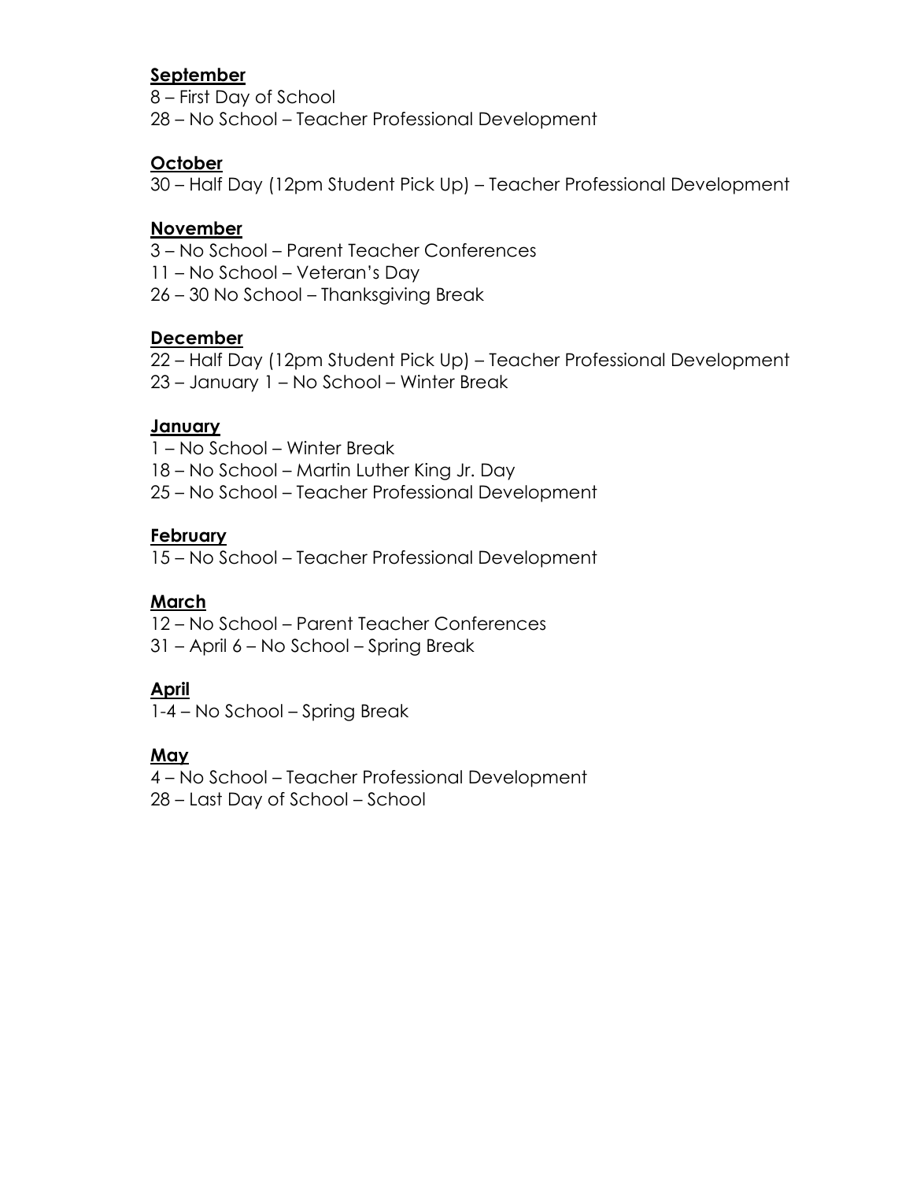**September**

8 – First Day of School
28 – No School – Teacher Professional Development

**October**

30 – Half Day (12pm Student Pick Up) – Teacher Professional Development

**November**

3 – No School – Parent Teacher Conferences
11 – No School – Veteran's Day
26 – 30 No School – Thanksgiving Break

**December**

22 – Half Day (12pm Student Pick Up) – Teacher Professional Development
23 – January 1 – No School – Winter Break

**January**

1 – No School – Winter Break
18 – No School – Martin Luther King Jr. Day
25 – No School – Teacher Professional Development

**February**

15 – No School – Teacher Professional Development

**March**

12 – No School – Parent Teacher Conferences
31 – April 6 – No School – Spring Break

**April**

1-4 – No School – Spring Break

**May**

4 – No School – Teacher Professional Development
28 – Last Day of School – School